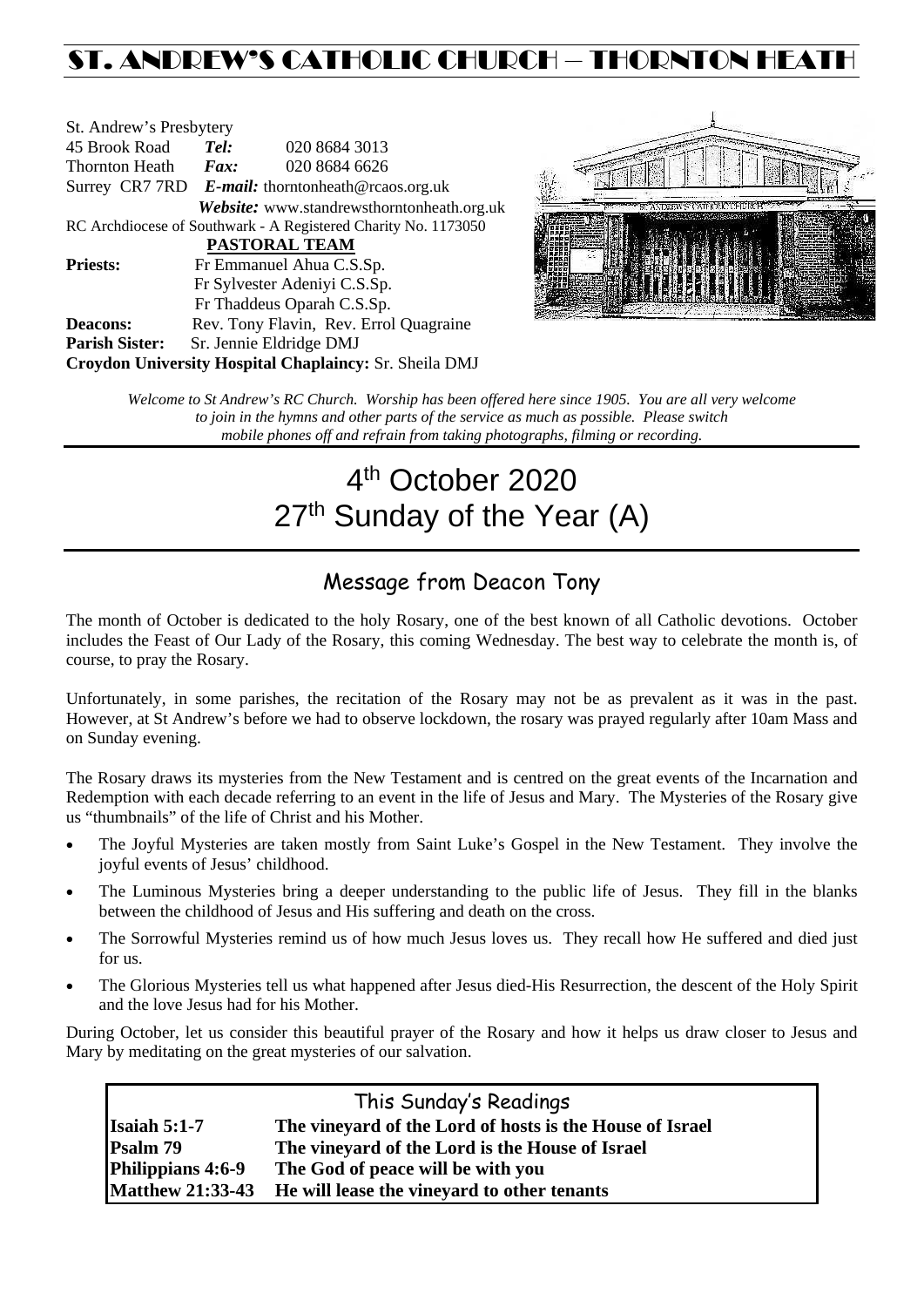# ST. ANDREW'S CATHOLIC CHURCH – THORNTON HEATH

St. Andrew's Presbytery
45 Brook Road *Tel:* 020 8684 3013
Thornton Heath *Fax:* 020 8684 6626
Surrey CR7 7RD ***E-mail:*** thorntonheath@rcaos.org.uk
***Website:*** www.standrewsthorntonheath.org.uk
RC Archdiocese of Southwark - A Registered Charity No. 1173050

**PASTORAL TEAM**

**Priests:** Fr Emmanuel Ahua C.S.Sp.
Fr Sylvester Adeniyi C.S.Sp.
Fr Thaddeus Oparah C.S.Sp.
**Deacons:** Rev. Tony Flavin, Rev. Errol Quagraine
**Parish Sister:** Sr. Jennie Eldridge DMJ
**Croydon University Hospital Chaplaincy:** Sr. Sheila DMJ

*Welcome to St Andrew's RC Church. Worship has been offered here since 1905. You are all very welcome to join in the hymns and other parts of the service as much as possible. Please switch mobile phones off and refrain from taking photographs, filming or recording.*

# 4th October 2020
# 27th Sunday of the Year (A)

## Message from Deacon Tony

The month of October is dedicated to the holy Rosary, one of the best known of all Catholic devotions. October includes the Feast of Our Lady of the Rosary, this coming Wednesday. The best way to celebrate the month is, of course, to pray the Rosary.

Unfortunately, in some parishes, the recitation of the Rosary may not be as prevalent as it was in the past. However, at St Andrew's before we had to observe lockdown, the rosary was prayed regularly after 10am Mass and on Sunday evening.

The Rosary draws its mysteries from the New Testament and is centred on the great events of the Incarnation and Redemption with each decade referring to an event in the life of Jesus and Mary. The Mysteries of the Rosary give us "thumbnails" of the life of Christ and his Mother.

- The Joyful Mysteries are taken mostly from Saint Luke's Gospel in the New Testament. They involve the joyful events of Jesus' childhood.
- The Luminous Mysteries bring a deeper understanding to the public life of Jesus. They fill in the blanks between the childhood of Jesus and His suffering and death on the cross.
- The Sorrowful Mysteries remind us of how much Jesus loves us. They recall how He suffered and died just for us.
- The Glorious Mysteries tell us what happened after Jesus died-His Resurrection, the descent of the Holy Spirit and the love Jesus had for his Mother.

During October, let us consider this beautiful prayer of the Rosary and how it helps us draw closer to Jesus and Mary by meditating on the great mysteries of our salvation.

## This Sunday's Readings

| | |
|---|---|
| **Isaiah 5:1-7** | **The vineyard of the Lord of hosts is the House of Israel** |
| **Psalm 79** | **The vineyard of the Lord is the House of Israel** |
| **Philippians 4:6-9** | **The God of peace will be with you** |
| **Matthew 21:33-43** | **He will lease the vineyard to other tenants** |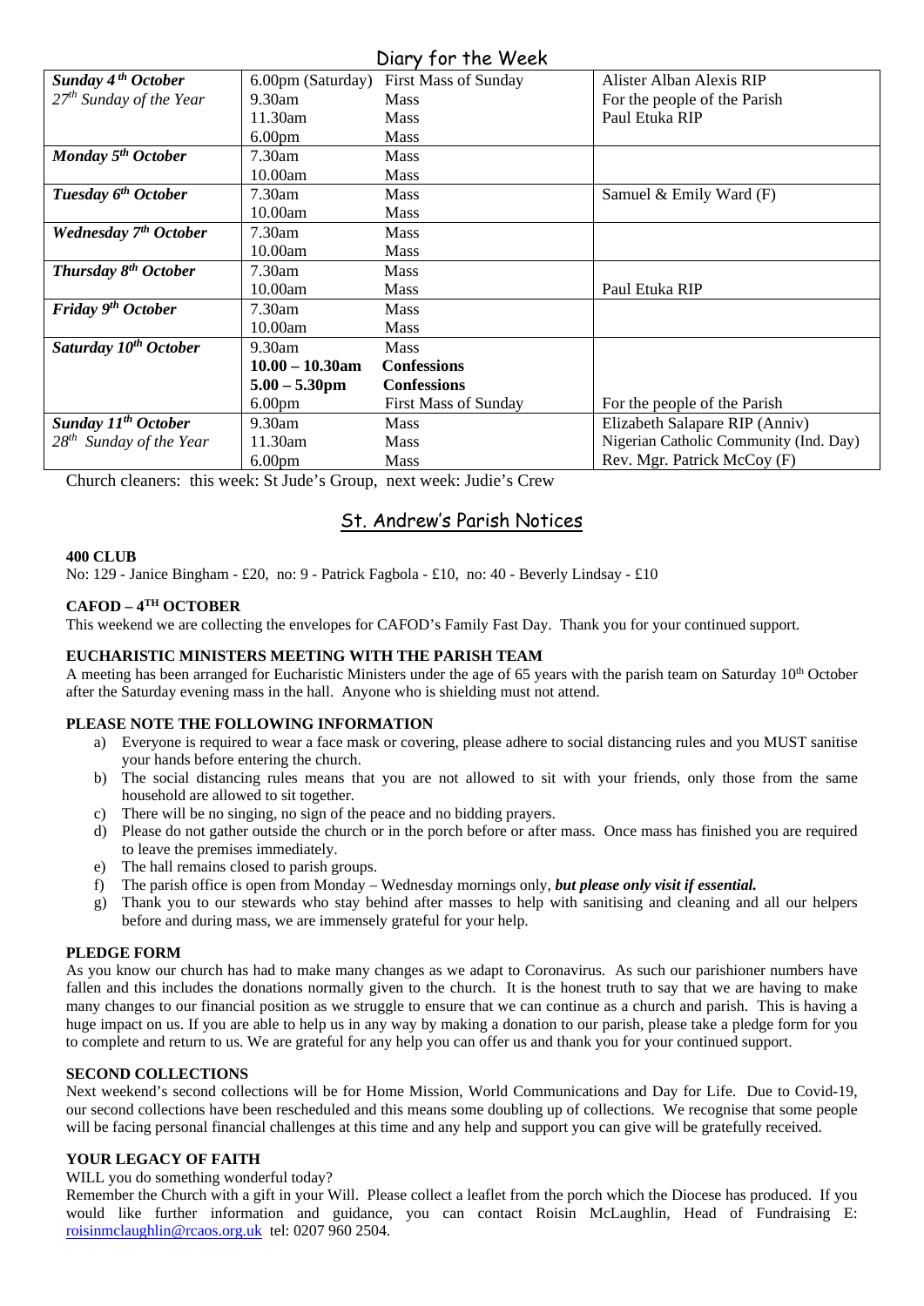## Diary for the Week

| | | | |
|---|---|---|---|
| ***Sunday 4th October*** | 6.00pm (Saturday) | First Mass of Sunday | Alister Alban Alexis RIP |
| *27th Sunday of the Year* | 9.30am | Mass | For the people of the Parish |
| | 11.30am | Mass | Paul Etuka RIP |
| | 6.00pm | Mass | |
| ***Monday 5th October*** | 7.30am | Mass | |
| | 10.00am | Mass | |
| ***Tuesday 6th October*** | 7.30am | Mass | Samuel & Emily Ward (F) |
| | 10.00am | Mass | |
| ***Wednesday 7th October*** | 7.30am | Mass | |
| | 10.00am | Mass | |
| ***Thursday 8th October*** | 7.30am | Mass | |
| | 10.00am | Mass | Paul Etuka RIP |
| ***Friday 9th October*** | 7.30am | Mass | |
| | 10.00am | Mass | |
| ***Saturday 10th October*** | 9.30am | Mass | |
| | **10.00 – 10.30am** | **Confessions** | |
| | **5.00 – 5.30pm** | **Confessions** | |
| | 6.00pm | First Mass of Sunday | For the people of the Parish |
| ***Sunday 11th October*** | 9.30am | Mass | Elizabeth Salapare RIP (Anniv) |
| *28th Sunday of the Year* | 11.30am | Mass | Nigerian Catholic Community (Ind. Day) |
| | 6.00pm | Mass | Rev. Mgr. Patrick McCoy (F) |

Church cleaners: this week: St Jude's Group, next week: Judie's Crew

## St. Andrew's Parish Notices

**400 CLUB**

No: 129 - Janice Bingham - £20, no: 9 - Patrick Fagbola - £10, no: 40 - Beverly Lindsay - £10

**CAFOD – 4TH OCTOBER**

This weekend we are collecting the envelopes for CAFOD's Family Fast Day. Thank you for your continued support.

**EUCHARISTIC MINISTERS MEETING WITH THE PARISH TEAM**

A meeting has been arranged for Eucharistic Ministers under the age of 65 years with the parish team on Saturday 10th October after the Saturday evening mass in the hall. Anyone who is shielding must not attend.

**PLEASE NOTE THE FOLLOWING INFORMATION**

a) Everyone is required to wear a face mask or covering, please adhere to social distancing rules and you MUST sanitise your hands before entering the church.
b) The social distancing rules means that you are not allowed to sit with your friends, only those from the same household are allowed to sit together.
c) There will be no singing, no sign of the peace and no bidding prayers.
d) Please do not gather outside the church or in the porch before or after mass. Once mass has finished you are required to leave the premises immediately.
e) The hall remains closed to parish groups.
f) The parish office is open from Monday – Wednesday mornings only, ***but please only visit if essential.***
g) Thank you to our stewards who stay behind after masses to help with sanitising and cleaning and all our helpers before and during mass, we are immensely grateful for your help.

**PLEDGE FORM**

As you know our church has had to make many changes as we adapt to Coronavirus. As such our parishioner numbers have fallen and this includes the donations normally given to the church. It is the honest truth to say that we are having to make many changes to our financial position as we struggle to ensure that we can continue as a church and parish. This is having a huge impact on us. If you are able to help us in any way by making a donation to our parish, please take a pledge form for you to complete and return to us. We are grateful for any help you can offer us and thank you for your continued support.

**SECOND COLLECTIONS**

Next weekend's second collections will be for Home Mission, World Communications and Day for Life. Due to Covid-19, our second collections have been rescheduled and this means some doubling up of collections. We recognise that some people will be facing personal financial challenges at this time and any help and support you can give will be gratefully received.

**YOUR LEGACY OF FAITH**

WILL you do something wonderful today?

Remember the Church with a gift in your Will. Please collect a leaflet from the porch which the Diocese has produced. If you would like further information and guidance, you can contact Roisin McLaughlin, Head of Fundraising E: roisinmclaughlin@rcaos.org.uk tel: 0207 960 2504.